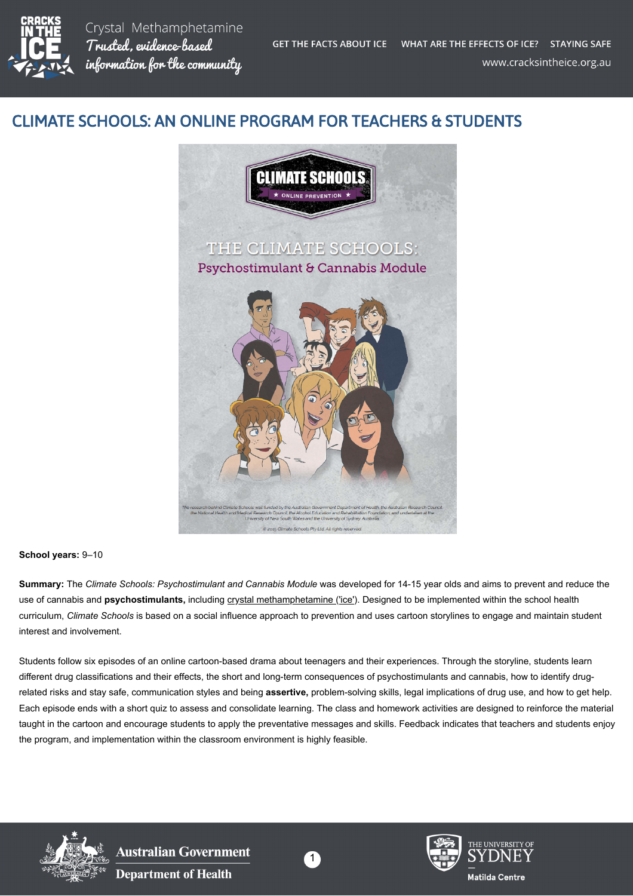# CLIMATE SCHOOLS: AN ONLINE PROGRAM FOR TEACHERS & STUDENTS

**School years:** 9–10

**Summary:** The *Climate Schools: Psychostimulant and Cannabis Module* was developed for 14-15 year olds and aims to prevent and reduce the use of cannabis and **psychostimulants,** including crystal methamphetamine ('ice'). Designed to be implemented within the school health curriculum, *Climate Schools* is based on a social influence approach to prevention and uses cartoon storylines to engage and maintain student interest and involvement.

Students follow six episodes of an online cartoon-based drama about teenagers and their experiences. Through the storyline, students learn different drug classifications and their effects, the short and long-term consequences of psychostimulants and cannabis, how to identify drug-related risks and stay safe, communication styles and being **assertive,** problem-solving skills, legal implications of drug use, and how to get help. Each episode ends with a short quiz to assess and consolidate learning. The class and homework activities are designed to reinforce the material taught in the cartoon and encourage students to apply the preventative messages and skills. Feedback indicates that teachers and students enjoy the program, and implementation within the classroom environment is highly feasible.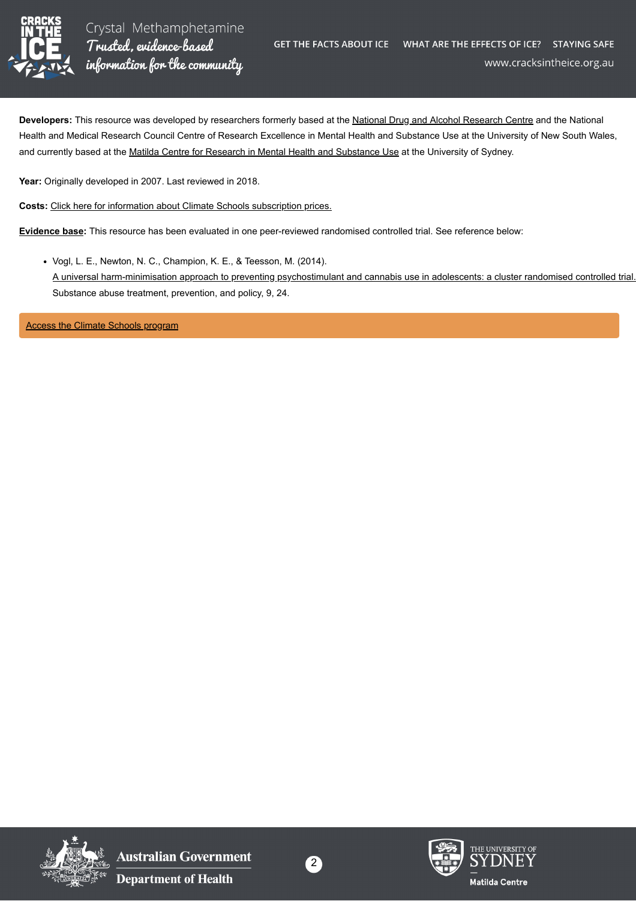**Developers:** This resource was developed by researchers formerly based at the National Drug and Alcohol Research Centre and the National Health and Medical Research Council Centre of Research Excellence in Mental Health and Substance Use at the University of New South Wales, and currently based at the Matilda Centre for Research in Mental Health and Substance Use at the University of Sydney.

**Year:** Originally developed in 2007. Last reviewed in 2018.

**Costs:** Click here for information about Climate Schools subscription prices.

**Evidence base:** This resource has been evaluated in one peer-reviewed randomised controlled trial. See reference below:

- Vogl, L. E., Newton, N. C., Champion, K. E., & Teesson, M. (2014). A universal harm-minimisation approach to preventing psychostimulant and cannabis use in adolescents: a cluster randomised controlled trial. Substance abuse treatment, prevention, and policy, 9, 24.

Access the Climate Schools program